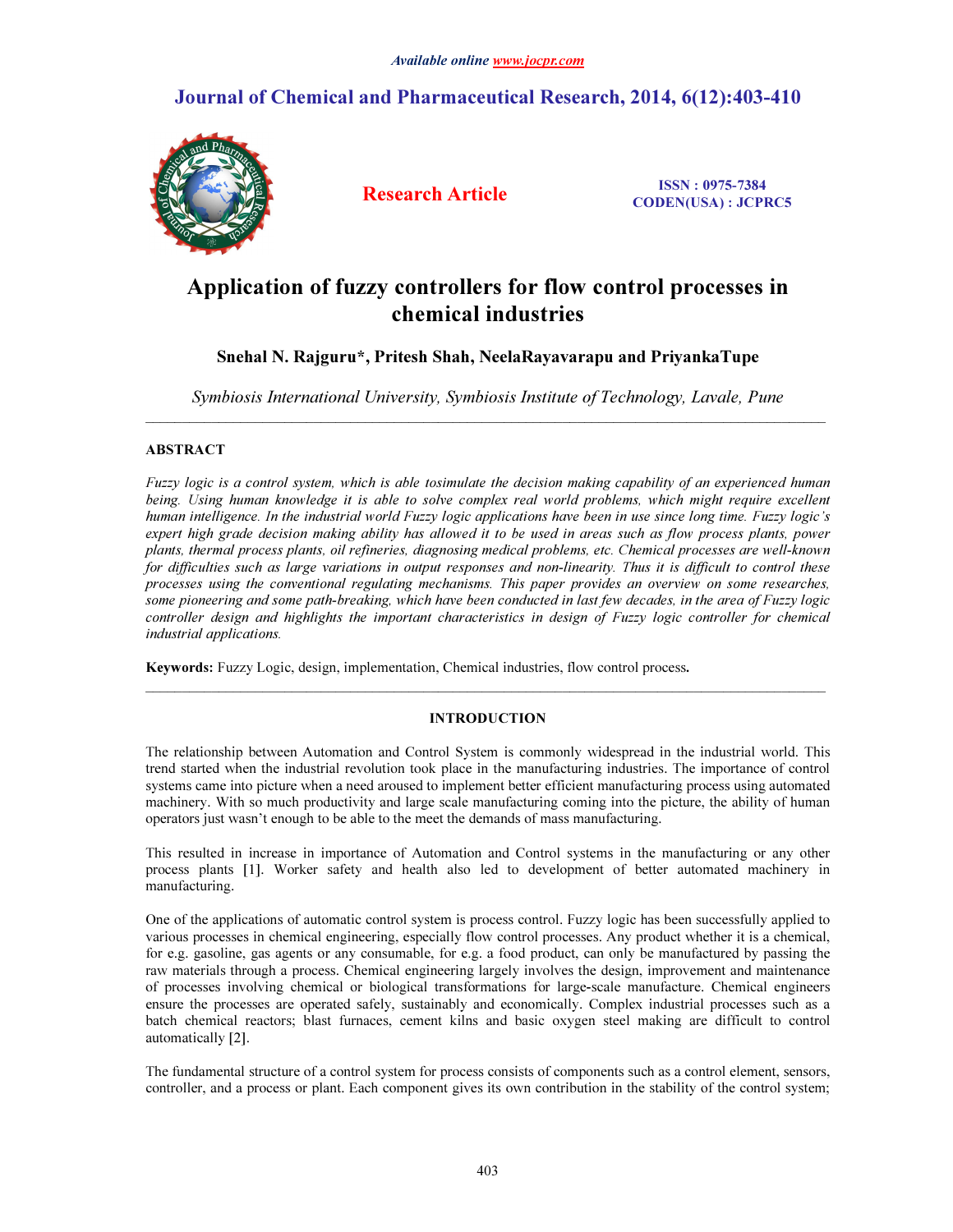# Application of fuzzy controllers for flow control processes in chemical industries

**Snehal N. Rajguru*, Pritesh Shah, NeelaRayavarapu and PriyankaTupe**

*Symbiosis International University, Symbiosis Institute of Technology, Lavale, Pune*

---

## ABSTRACT

*Fuzzy logic is a control system, which is able tosimulate the decision making capability of an experienced human being. Using human knowledge it is able to solve complex real world problems, which might require excellent human intelligence. In the industrial world Fuzzy logic applications have been in use since long time. Fuzzy logic's expert high grade decision making ability has allowed it to be used in areas such as flow process plants, power plants, thermal process plants, oil refineries, diagnosing medical problems, etc. Chemical processes are well-known for difficulties such as large variations in output responses and non-linearity. Thus it is difficult to control these processes using the conventional regulating mechanisms. This paper provides an overview on some researches, some pioneering and some path-breaking, which have been conducted in last few decades, in the area of Fuzzy logic controller design and highlights the important characteristics in design of Fuzzy logic controller for chemical industrial applications.*

**Keywords:** Fuzzy Logic, design, implementation, Chemical industries, flow control process**.**

---

## INTRODUCTION

The relationship between Automation and Control System is commonly widespread in the industrial world. This trend started when the industrial revolution took place in the manufacturing industries. The importance of control systems came into picture when a need aroused to implement better efficient manufacturing process using automated machinery. With so much productivity and large scale manufacturing coming into the picture, the ability of human operators just wasn't enough to be able to the meet the demands of mass manufacturing.

This resulted in increase in importance of Automation and Control systems in the manufacturing or any other process plants [1]. Worker safety and health also led to development of better automated machinery in manufacturing.

One of the applications of automatic control system is process control. Fuzzy logic has been successfully applied to various processes in chemical engineering, especially flow control processes. Any product whether it is a chemical, for e.g. gasoline, gas agents or any consumable, for e.g. a food product, can only be manufactured by passing the raw materials through a process. Chemical engineering largely involves the design, improvement and maintenance of processes involving chemical or biological transformations for large-scale manufacture. Chemical engineers ensure the processes are operated safely, sustainably and economically. Complex industrial processes such as a batch chemical reactors; blast furnaces, cement kilns and basic oxygen steel making are difficult to control automatically [2].

The fundamental structure of a control system for process consists of components such as a control element, sensors, controller, and a process or plant. Each component gives its own contribution in the stability of the control system;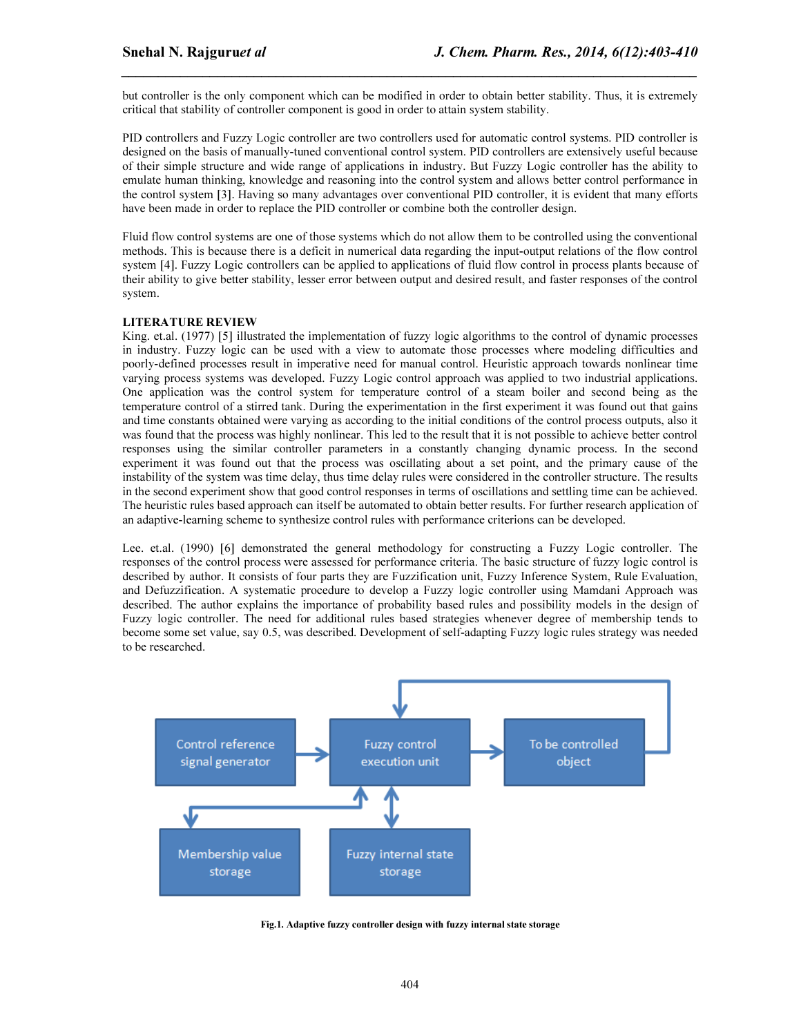but controller is the only component which can be modified in order to obtain better stability. Thus, it is extremely critical that stability of controller component is good in order to attain system stability.

PID controllers and Fuzzy Logic controller are two controllers used for automatic control systems. PID controller is designed on the basis of manually-tuned conventional control system. PID controllers are extensively useful because of their simple structure and wide range of applications in industry. But Fuzzy Logic controller has the ability to emulate human thinking, knowledge and reasoning into the control system and allows better control performance in the control system [3]. Having so many advantages over conventional PID controller, it is evident that many efforts have been made in order to replace the PID controller or combine both the controller design.

Fluid flow control systems are one of those systems which do not allow them to be controlled using the conventional methods. This is because there is a deficit in numerical data regarding the input-output relations of the flow control system [4]. Fuzzy Logic controllers can be applied to applications of fluid flow control in process plants because of their ability to give better stability, lesser error between output and desired result, and faster responses of the control system.

## LITERATURE REVIEW

King. et.al. (1977) [5] illustrated the implementation of fuzzy logic algorithms to the control of dynamic processes in industry. Fuzzy logic can be used with a view to automate those processes where modeling difficulties and poorly-defined processes result in imperative need for manual control. Heuristic approach towards nonlinear time varying process systems was developed. Fuzzy Logic control approach was applied to two industrial applications. One application was the control system for temperature control of a steam boiler and second being as the temperature control of a stirred tank. During the experimentation in the first experiment it was found out that gains and time constants obtained were varying as according to the initial conditions of the control process outputs, also it was found that the process was highly nonlinear. This led to the result that it is not possible to achieve better control responses using the similar controller parameters in a constantly changing dynamic process. In the second experiment it was found out that the process was oscillating about a set point, and the primary cause of the instability of the system was time delay, thus time delay rules were considered in the controller structure. The results in the second experiment show that good control responses in terms of oscillations and settling time can be achieved. The heuristic rules based approach can itself be automated to obtain better results. For further research application of an adaptive-learning scheme to synthesize control rules with performance criterions can be developed.

Lee. et.al. (1990) [6] demonstrated the general methodology for constructing a Fuzzy Logic controller. The responses of the control process were assessed for performance criteria. The basic structure of fuzzy logic control is described by author. It consists of four parts they are Fuzzification unit, Fuzzy Inference System, Rule Evaluation, and Defuzzification. A systematic procedure to develop a Fuzzy logic controller using Mamdani Approach was described. The author explains the importance of probability based rules and possibility models in the design of Fuzzy logic controller. The need for additional rules based strategies whenever degree of membership tends to become some set value, say 0.5, was described. Development of self-adapting Fuzzy logic rules strategy was needed to be researched.

Control reference signal generator → Fuzzy control execution unit → To be controlled object

Membership value storage | Fuzzy internal state storage

**Fig.1. Adaptive fuzzy controller design with fuzzy internal state storage**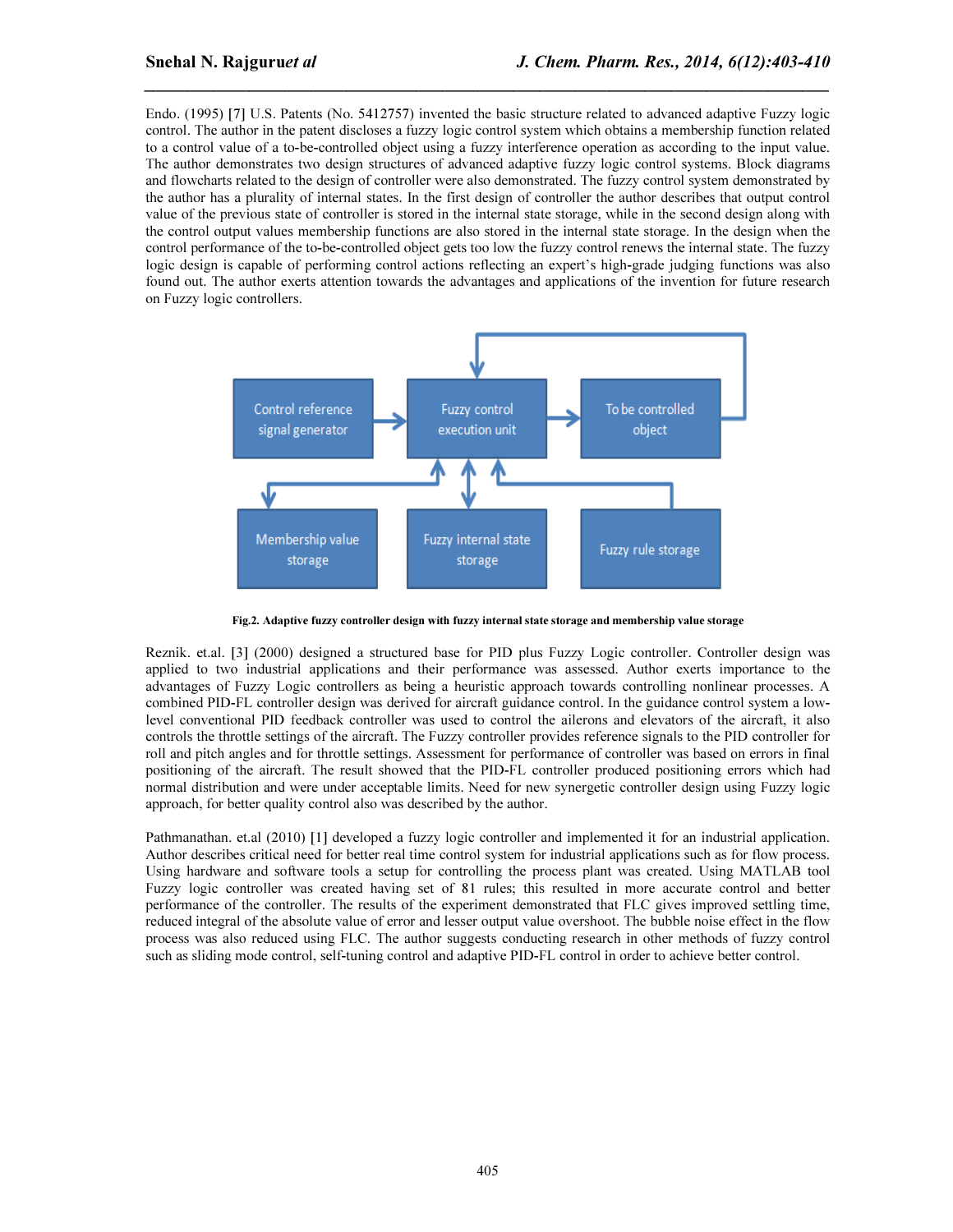Endo. (1995) [7] U.S. Patents (No. 5412757) invented the basic structure related to advanced adaptive Fuzzy logic control. The author in the patent discloses a fuzzy logic control system which obtains a membership function related to a control value of a to-be-controlled object using a fuzzy interference operation as according to the input value. The author demonstrates two design structures of advanced adaptive fuzzy logic control systems. Block diagrams and flowcharts related to the design of controller were also demonstrated. The fuzzy control system demonstrated by the author has a plurality of internal states. In the first design of controller the author describes that output control value of the previous state of controller is stored in the internal state storage, while in the second design along with the control output values membership functions are also stored in the internal state storage. In the design when the control performance of the to-be-controlled object gets too low the fuzzy control renews the internal state. The fuzzy logic design is capable of performing control actions reflecting an expert's high-grade judging functions was also found out. The author exerts attention towards the advantages and applications of the invention for future research on Fuzzy logic controllers.

Control reference signal generator → Fuzzy control execution unit → To be controlled object

Membership value storage | Fuzzy internal state storage | Fuzzy rule storage

**Fig.2. Adaptive fuzzy controller design with fuzzy internal state storage and membership value storage**

Reznik. et.al. [3] (2000) designed a structured base for PID plus Fuzzy Logic controller. Controller design was applied to two industrial applications and their performance was assessed. Author exerts importance to the advantages of Fuzzy Logic controllers as being a heuristic approach towards controlling nonlinear processes. A combined PID-FL controller design was derived for aircraft guidance control. In the guidance control system a low-level conventional PID feedback controller was used to control the ailerons and elevators of the aircraft, it also controls the throttle settings of the aircraft. The Fuzzy controller provides reference signals to the PID controller for roll and pitch angles and for throttle settings. Assessment for performance of controller was based on errors in final positioning of the aircraft. The result showed that the PID-FL controller produced positioning errors which had normal distribution and were under acceptable limits. Need for new synergetic controller design using Fuzzy logic approach, for better quality control also was described by the author.

Pathmanathan. et.al (2010) [1] developed a fuzzy logic controller and implemented it for an industrial application. Author describes critical need for better real time control system for industrial applications such as for flow process. Using hardware and software tools a setup for controlling the process plant was created. Using MATLAB tool Fuzzy logic controller was created having set of 81 rules; this resulted in more accurate control and better performance of the controller. The results of the experiment demonstrated that FLC gives improved settling time, reduced integral of the absolute value of error and lesser output value overshoot. The bubble noise effect in the flow process was also reduced using FLC. The author suggests conducting research in other methods of fuzzy control such as sliding mode control, self-tuning control and adaptive PID-FL control in order to achieve better control.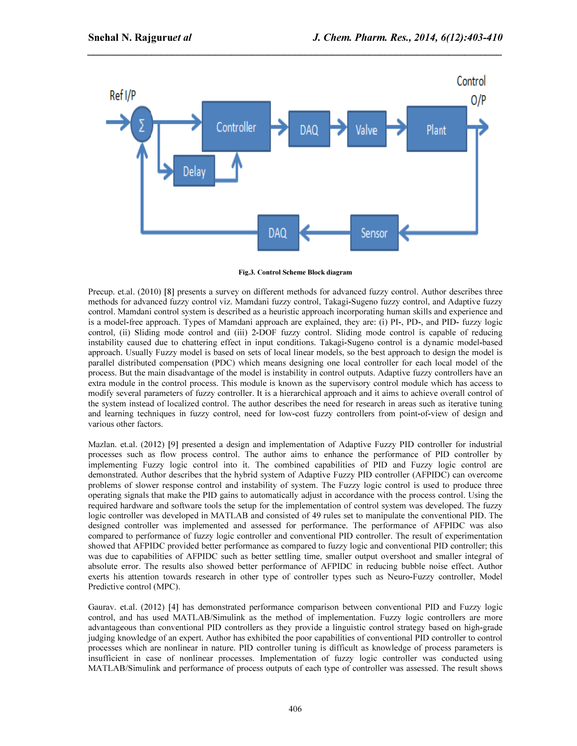Fig.3. Control Scheme Block diagram

Precup. et.al. (2010) [8] presents a survey on different methods for advanced fuzzy control. Author describes three methods for advanced fuzzy control viz. Mamdani fuzzy control, Takagi-Sugeno fuzzy control, and Adaptive fuzzy control. Mamdani control system is described as a heuristic approach incorporating human skills and experience and is a model-free approach. Types of Mamdani approach are explained, they are: (i) PI-, PD-, and PID- fuzzy logic control, (ii) Sliding mode control and (iii) 2-DOF fuzzy control. Sliding mode control is capable of reducing instability caused due to chattering effect in input conditions. Takagi-Sugeno control is a dynamic model-based approach. Usually Fuzzy model is based on sets of local linear models, so the best approach to design the model is parallel distributed compensation (PDC) which means designing one local controller for each local model of the process. But the main disadvantage of the model is instability in control outputs. Adaptive fuzzy controllers have an extra module in the control process. This module is known as the supervisory control module which has access to modify several parameters of fuzzy controller. It is a hierarchical approach and it aims to achieve overall control of the system instead of localized control. The author describes the need for research in areas such as iterative tuning and learning techniques in fuzzy control, need for low-cost fuzzy controllers from point-of-view of design and various other factors.

Mazlan. et.al. (2012) [9] presented a design and implementation of Adaptive Fuzzy PID controller for industrial processes such as flow process control. The author aims to enhance the performance of PID controller by implementing Fuzzy logic control into it. The combined capabilities of PID and Fuzzy logic control are demonstrated. Author describes that the hybrid system of Adaptive Fuzzy PID controller (AFPIDC) can overcome problems of slower response control and instability of system. The Fuzzy logic control is used to produce three operating signals that make the PID gains to automatically adjust in accordance with the process control. Using the required hardware and software tools the setup for the implementation of control system was developed. The fuzzy logic controller was developed in MATLAB and consisted of 49 rules set to manipulate the conventional PID. The designed controller was implemented and assessed for performance. The performance of AFPIDC was also compared to performance of fuzzy logic controller and conventional PID controller. The result of experimentation showed that AFPIDC provided better performance as compared to fuzzy logic and conventional PID controller; this was due to capabilities of AFPIDC such as better settling time, smaller output overshoot and smaller integral of absolute error. The results also showed better performance of AFPIDC in reducing bubble noise effect. Author exerts his attention towards research in other type of controller types such as Neuro-Fuzzy controller, Model Predictive control (MPC).

Gaurav. et.al. (2012) [4] has demonstrated performance comparison between conventional PID and Fuzzy logic control, and has used MATLAB/Simulink as the method of implementation. Fuzzy logic controllers are more advantageous than conventional PID controllers as they provide a linguistic control strategy based on high-grade judging knowledge of an expert. Author has exhibited the poor capabilities of conventional PID controller to control processes which are nonlinear in nature. PID controller tuning is difficult as knowledge of process parameters is insufficient in case of nonlinear processes. Implementation of fuzzy logic controller was conducted using MATLAB/Simulink and performance of process outputs of each type of controller was assessed. The result shows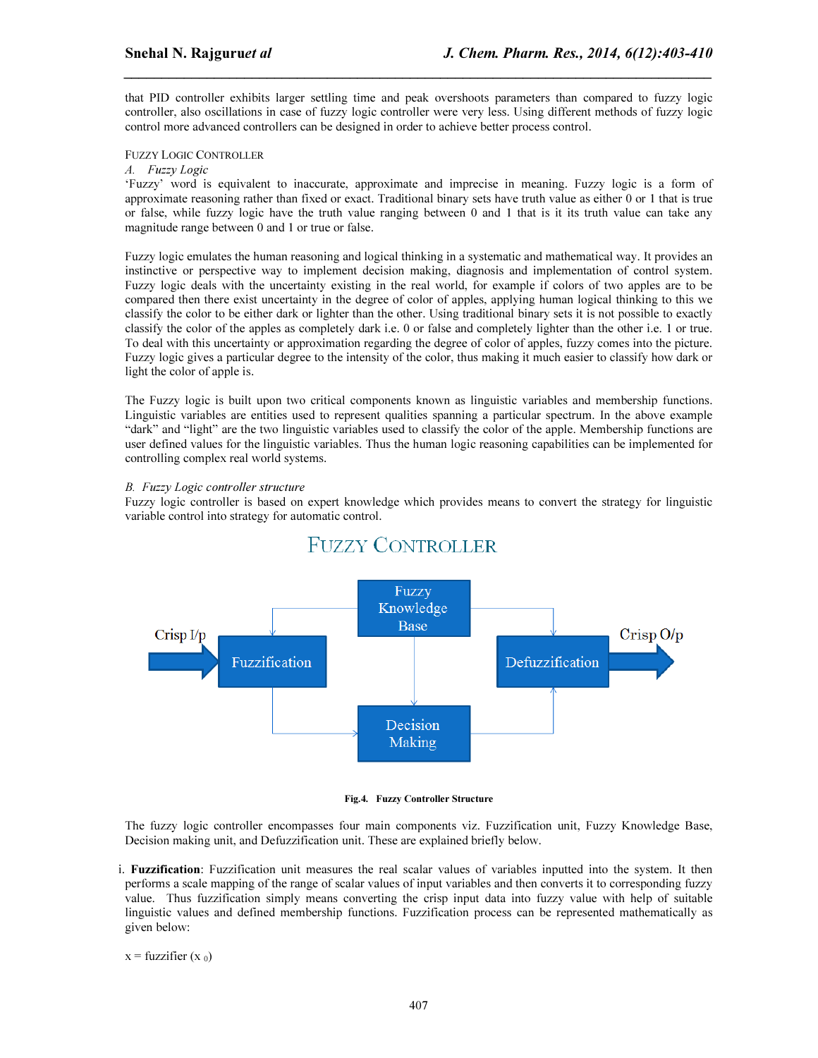that PID controller exhibits larger settling time and peak overshoots parameters than compared to fuzzy logic controller, also oscillations in case of fuzzy logic controller were very less. Using different methods of fuzzy logic control more advanced controllers can be designed in order to achieve better process control.

## FUZZY LOGIC CONTROLLER

### *A. Fuzzy Logic*

'Fuzzy' word is equivalent to inaccurate, approximate and imprecise in meaning. Fuzzy logic is a form of approximate reasoning rather than fixed or exact. Traditional binary sets have truth value as either 0 or 1 that is true or false, while fuzzy logic have the truth value ranging between 0 and 1 that is it its truth value can take any magnitude range between 0 and 1 or true or false.

Fuzzy logic emulates the human reasoning and logical thinking in a systematic and mathematical way. It provides an instinctive or perspective way to implement decision making, diagnosis and implementation of control system. Fuzzy logic deals with the uncertainty existing in the real world, for example if colors of two apples are to be compared then there exist uncertainty in the degree of color of apples, applying human logical thinking to this we classify the color to be either dark or lighter than the other. Using traditional binary sets it is not possible to exactly classify the color of the apples as completely dark i.e. 0 or false and completely lighter than the other i.e. 1 or true. To deal with this uncertainty or approximation regarding the degree of color of apples, fuzzy comes into the picture. Fuzzy logic gives a particular degree to the intensity of the color, thus making it much easier to classify how dark or light the color of apple is.

The Fuzzy logic is built upon two critical components known as linguistic variables and membership functions. Linguistic variables are entities used to represent qualities spanning a particular spectrum. In the above example "dark" and "light" are the two linguistic variables used to classify the color of the apple. Membership functions are user defined values for the linguistic variables. Thus the human logic reasoning capabilities can be implemented for controlling complex real world systems.

### *B. Fuzzy Logic controller structure*

Fuzzy logic controller is based on expert knowledge which provides means to convert the strategy for linguistic variable control into strategy for automatic control.

FUZZY CONTROLLER

Crisp I/p → Fuzzification → Decision Making → Defuzzification → Crisp O/p (Fuzzy Knowledge Base connected to Fuzzification, Decision Making and Defuzzification)

**Fig.4. Fuzzy Controller Structure**

The fuzzy logic controller encompasses four main components viz. Fuzzification unit, Fuzzy Knowledge Base, Decision making unit, and Defuzzification unit. These are explained briefly below.

i. **Fuzzification**: Fuzzification unit measures the real scalar values of variables inputted into the system. It then performs a scale mapping of the range of scalar values of input variables and then converts it to corresponding fuzzy value. Thus fuzzification simply means converting the crisp input data into fuzzy value with help of suitable linguistic values and defined membership functions. Fuzzification process can be represented mathematically as given below:

$x = \text{fuzzifier}(x_0)$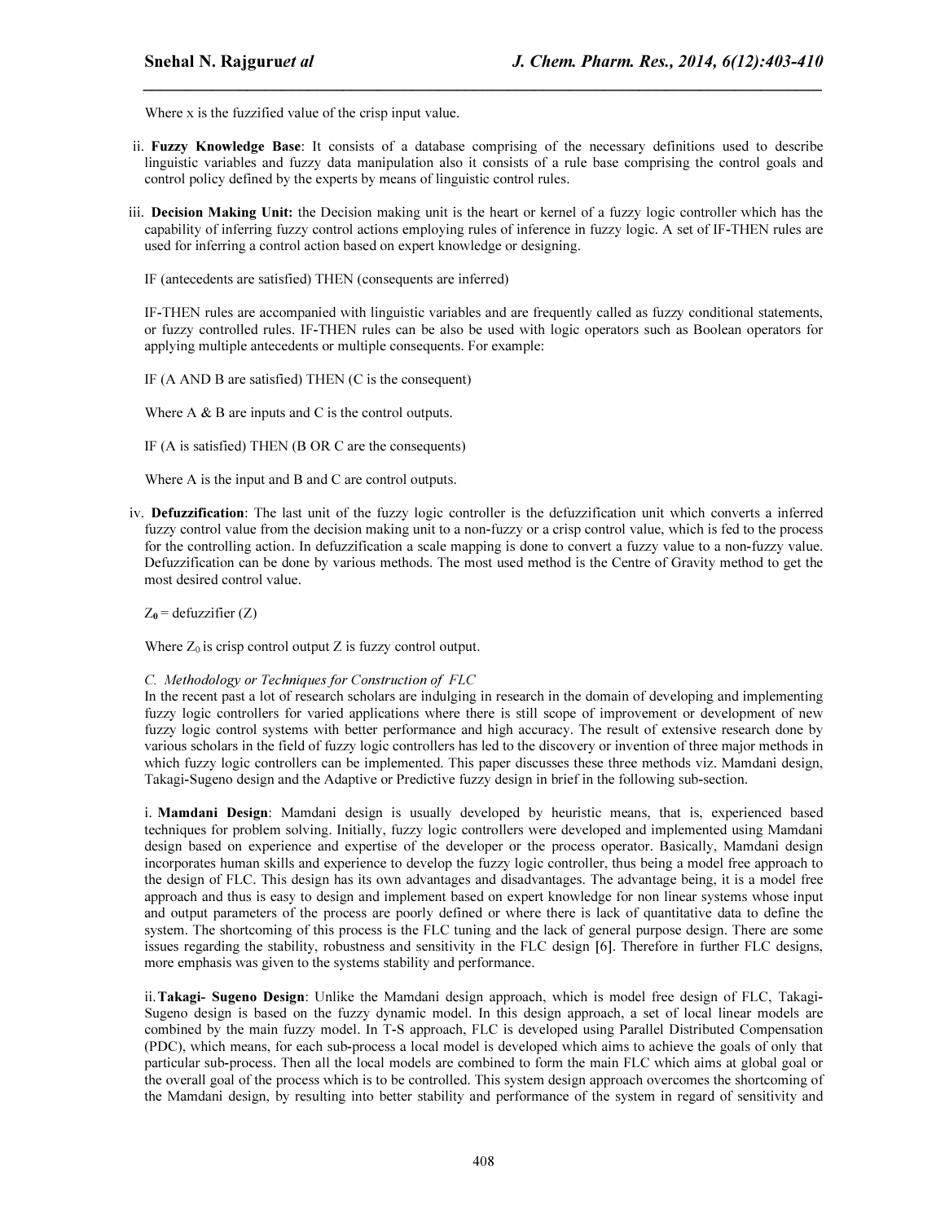Where x is the fuzzified value of the crisp input value.

ii. **Fuzzy Knowledge Base**: It consists of a database comprising of the necessary definitions used to describe linguistic variables and fuzzy data manipulation also it consists of a rule base comprising the control goals and control policy defined by the experts by means of linguistic control rules.

iii. **Decision Making Unit:** the Decision making unit is the heart or kernel of a fuzzy logic controller which has the capability of inferring fuzzy control actions employing rules of inference in fuzzy logic. A set of IF-THEN rules are used for inferring a control action based on expert knowledge or designing.

IF (antecedents are satisfied) THEN (consequents are inferred)

IF-THEN rules are accompanied with linguistic variables and are frequently called as fuzzy conditional statements, or fuzzy controlled rules. IF-THEN rules can be also be used with logic operators such as Boolean operators for applying multiple antecedents or multiple consequents. For example:

IF (A AND B are satisfied) THEN (C is the consequent)

Where A & B are inputs and C is the control outputs.

IF (A is satisfied) THEN (B OR C are the consequents)

Where A is the input and B and C are control outputs.

iv. **Defuzzification**: The last unit of the fuzzy logic controller is the defuzzification unit which converts a inferred fuzzy control value from the decision making unit to a non-fuzzy or a crisp control value, which is fed to the process for the controlling action. In defuzzification a scale mapping is done to convert a fuzzy value to a non-fuzzy value. Defuzzification can be done by various methods. The most used method is the Centre of Gravity method to get the most desired control value.

$Z_0$ = defuzzifier (Z)

Where $Z_0$ is crisp control output Z is fuzzy control output.

*C. Methodology or Techniques for Construction of FLC*

In the recent past a lot of research scholars are indulging in research in the domain of developing and implementing fuzzy logic controllers for varied applications where there is still scope of improvement or development of new fuzzy logic control systems with better performance and high accuracy. The result of extensive research done by various scholars in the field of fuzzy logic controllers has led to the discovery or invention of three major methods in which fuzzy logic controllers can be implemented. This paper discusses these three methods viz. Mamdani design, Takagi-Sugeno design and the Adaptive or Predictive fuzzy design in brief in the following sub-section.

i. **Mamdani Design**: Mamdani design is usually developed by heuristic means, that is, experienced based techniques for problem solving. Initially, fuzzy logic controllers were developed and implemented using Mamdani design based on experience and expertise of the developer or the process operator. Basically, Mamdani design incorporates human skills and experience to develop the fuzzy logic controller, thus being a model free approach to the design of FLC. This design has its own advantages and disadvantages. The advantage being, it is a model free approach and thus is easy to design and implement based on expert knowledge for non linear systems whose input and output parameters of the process are poorly defined or where there is lack of quantitative data to define the system. The shortcoming of this process is the FLC tuning and the lack of general purpose design. There are some issues regarding the stability, robustness and sensitivity in the FLC design [6]. Therefore in further FLC designs, more emphasis was given to the systems stability and performance.

ii. **Takagi- Sugeno Design**: Unlike the Mamdani design approach, which is model free design of FLC, Takagi-Sugeno design is based on the fuzzy dynamic model. In this design approach, a set of local linear models are combined by the main fuzzy model. In T-S approach, FLC is developed using Parallel Distributed Compensation (PDC), which means, for each sub-process a local model is developed which aims to achieve the goals of only that particular sub-process. Then all the local models are combined to form the main FLC which aims at global goal or the overall goal of the process which is to be controlled. This system design approach overcomes the shortcoming of the Mamdani design, by resulting into better stability and performance of the system in regard of sensitivity and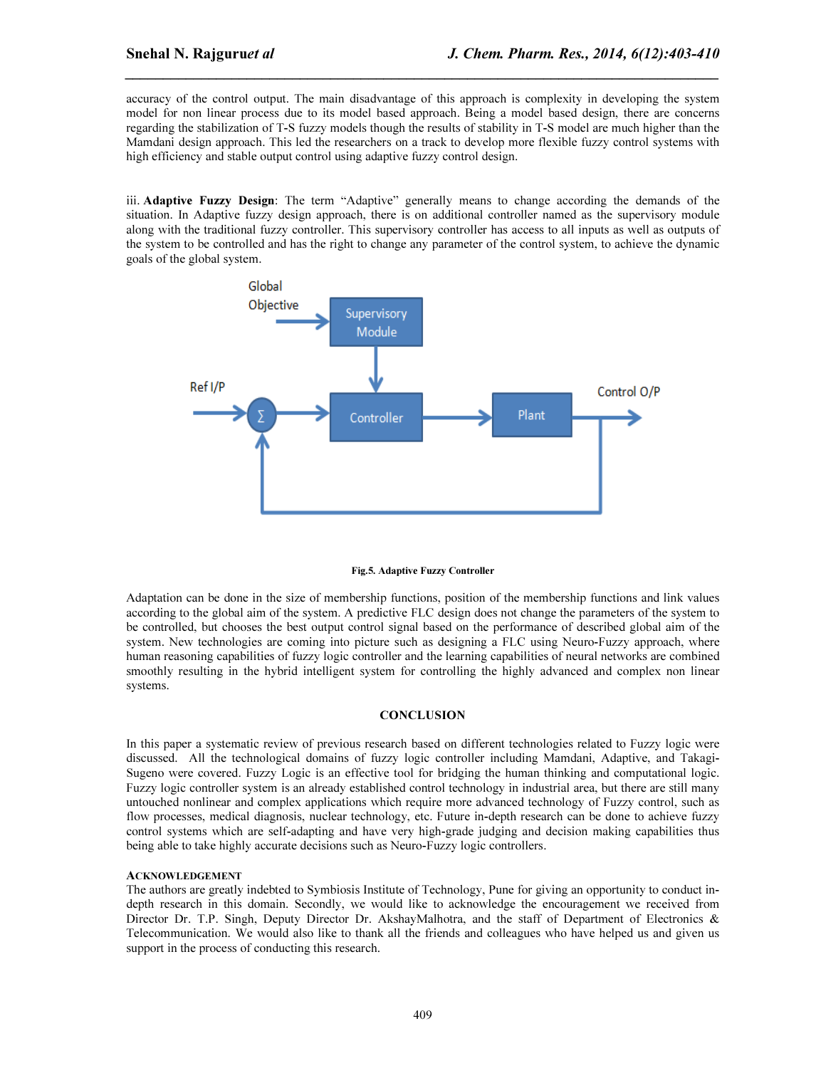accuracy of the control output. The main disadvantage of this approach is complexity in developing the system model for non linear process due to its model based approach. Being a model based design, there are concerns regarding the stabilization of T-S fuzzy models though the results of stability in T-S model are much higher than the Mamdani design approach. This led the researchers on a track to develop more flexible fuzzy control systems with high efficiency and stable output control using adaptive fuzzy control design.

iii. **Adaptive Fuzzy Design**: The term "Adaptive" generally means to change according the demands of the situation. In Adaptive fuzzy design approach, there is on additional controller named as the supervisory module along with the traditional fuzzy controller. This supervisory controller has access to all inputs as well as outputs of the system to be controlled and has the right to change any parameter of the control system, to achieve the dynamic goals of the global system.

**Fig.5. Adaptive Fuzzy Controller**

Adaptation can be done in the size of membership functions, position of the membership functions and link values according to the global aim of the system. A predictive FLC design does not change the parameters of the system to be controlled, but chooses the best output control signal based on the performance of described global aim of the system. New technologies are coming into picture such as designing a FLC using Neuro-Fuzzy approach, where human reasoning capabilities of fuzzy logic controller and the learning capabilities of neural networks are combined smoothly resulting in the hybrid intelligent system for controlling the highly advanced and complex non linear systems.

## CONCLUSION

In this paper a systematic review of previous research based on different technologies related to Fuzzy logic were discussed. All the technological domains of fuzzy logic controller including Mamdani, Adaptive, and Takagi-Sugeno were covered. Fuzzy Logic is an effective tool for bridging the human thinking and computational logic. Fuzzy logic controller system is an already established control technology in industrial area, but there are still many untouched nonlinear and complex applications which require more advanced technology of Fuzzy control, such as flow processes, medical diagnosis, nuclear technology, etc. Future in-depth research can be done to achieve fuzzy control systems which are self-adapting and have very high-grade judging and decision making capabilities thus being able to take highly accurate decisions such as Neuro-Fuzzy logic controllers.

### ACKNOWLEDGEMENT

The authors are greatly indebted to Symbiosis Institute of Technology, Pune for giving an opportunity to conduct in-depth research in this domain. Secondly, we would like to acknowledge the encouragement we received from Director Dr. T.P. Singh, Deputy Director Dr. AkshayMalhotra, and the staff of Department of Electronics & Telecommunication. We would also like to thank all the friends and colleagues who have helped us and given us support in the process of conducting this research.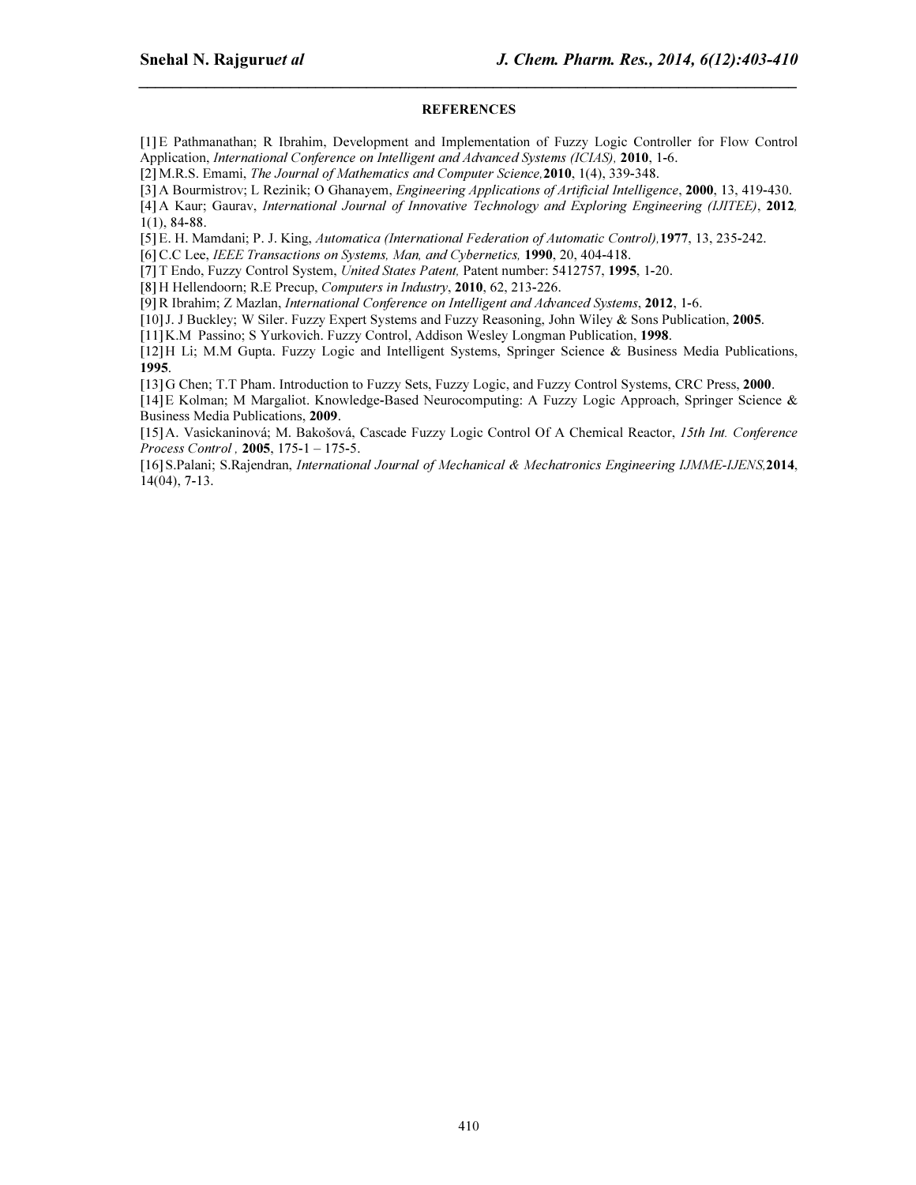## REFERENCES

[1] E Pathmanathan; R Ibrahim, Development and Implementation of Fuzzy Logic Controller for Flow Control Application, *International Conference on Intelligent and Advanced Systems (ICIAS),* **2010**, 1-6.

[2] M.R.S. Emami, *The Journal of Mathematics and Computer Science,* **2010**, 1(4), 339-348.

[3] A Bourmistrov; L Rezinik; O Ghanayem, *Engineering Applications of Artificial Intelligence*, **2000**, 13, 419-430.

[4] A Kaur; Gaurav, *International Journal of Innovative Technology and Exploring Engineering (IJITEE)*, **2012***,* 1(1), 84-88.

[5] E. H. Mamdani; P. J. King, *Automatica (International Federation of Automatic Control),* **1977**, 13, 235-242.

[6] C.C Lee, *IEEE Transactions on Systems, Man, and Cybernetics,* **1990**, 20, 404-418.

[7] T Endo, Fuzzy Control System, *United States Patent,* Patent number: 5412757, **1995**, 1-20.

[8] H Hellendoorn; R.E Precup, *Computers in Industry*, **2010**, 62, 213-226.

[9] R Ibrahim; Z Mazlan, *International Conference on Intelligent and Advanced Systems*, **2012**, 1-6.

[10] J. J Buckley; W Siler. Fuzzy Expert Systems and Fuzzy Reasoning, John Wiley & Sons Publication, **2005**.

[11] K.M Passino; S Yurkovich. Fuzzy Control, Addison Wesley Longman Publication, **1998**.

[12] H Li; M.M Gupta. Fuzzy Logic and Intelligent Systems, Springer Science & Business Media Publications, **1995**.

[13] G Chen; T.T Pham. Introduction to Fuzzy Sets, Fuzzy Logic, and Fuzzy Control Systems, CRC Press, **2000**.

[14] E Kolman; M Margaliot. Knowledge-Based Neurocomputing: A Fuzzy Logic Approach, Springer Science & Business Media Publications, **2009**.

[15] A. Vasickaninová; M. Bakošová, Cascade Fuzzy Logic Control Of A Chemical Reactor, *15th Int. Conference Process Control ,* **2005**, 175-1 – 175-5.

[16] S.Palani; S.Rajendran, *International Journal of Mechanical & Mechatronics Engineering IJMME-IJENS,* **2014**, 14(04), 7-13.